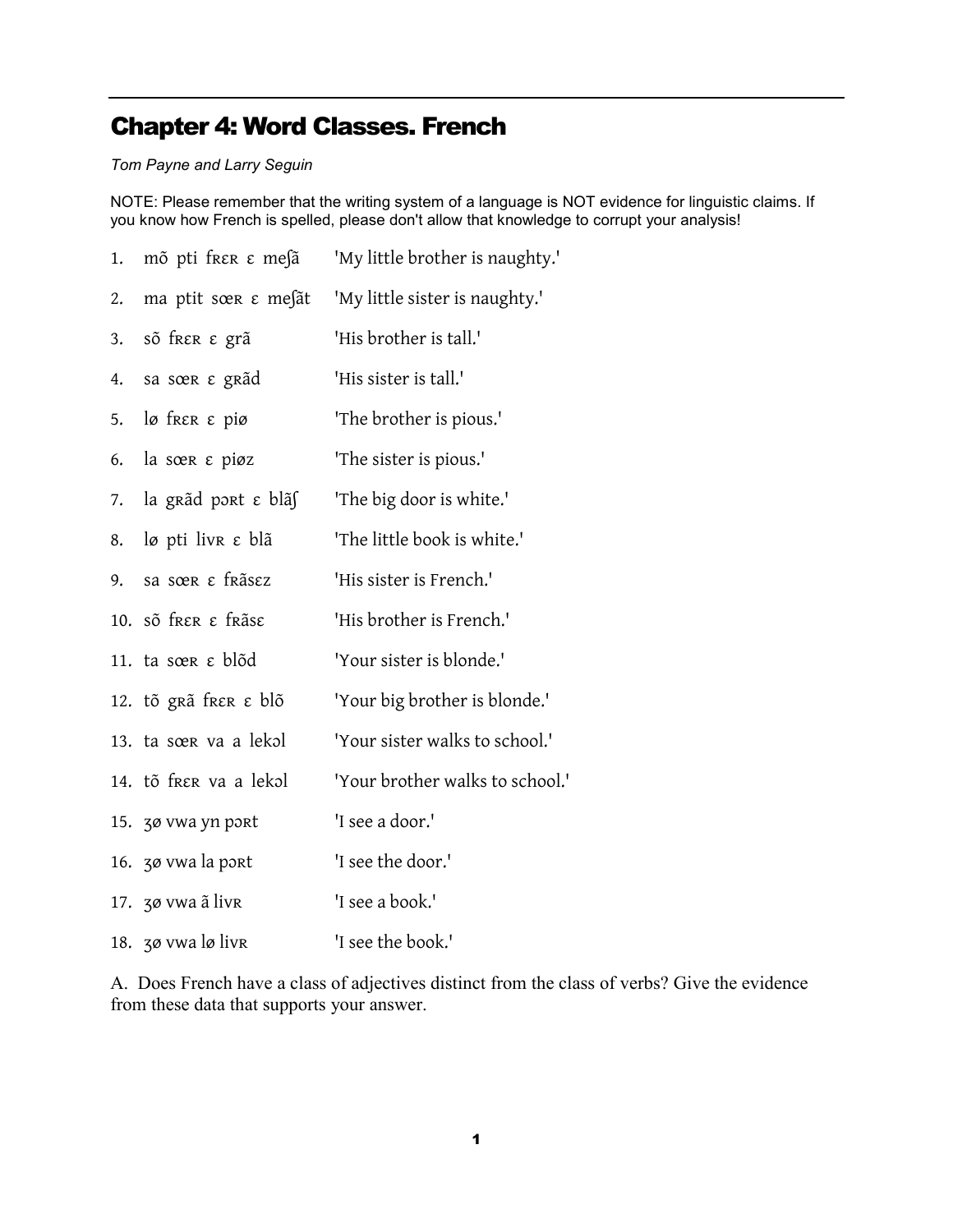## Chapter 4: Word Classes. French

*Tom Payne and Larry Seguin*

NOTE: Please remember that the writing system of a language is NOT evidence for linguistic claims. If you know how French is spelled, please don't allow that knowledge to corrupt your analysis!

1. mõ pti fʀɛʀ ɛ meʃã 'My little brother is naughty.'
2. ma ptit sœʀ ɛ meʃãt 'My little sister is naughty.'
3. sõ fʀɛʀ ɛ grã 'His brother is tall.'
4. sa sœʀ ɛ gʀãd 'His sister is tall.'
5. lø fʀɛʀ ɛ piø 'The brother is pious.'
6. la sœʀ ɛ piøz 'The sister is pious.'
7. la gʀãd pɔʀt ɛ blãʃ 'The big door is white.'
8. lø pti livʀ ɛ blã 'The little book is white.'
9. sa sœʀ ɛ fʀãsɛz 'His sister is French.'
10. sõ fʀɛʀ ɛ fʀãsɛ 'His brother is French.'
11. ta sœʀ ɛ blõd 'Your sister is blonde.'
12. tõ gʀã fʀɛʀ ɛ blõ 'Your big brother is blonde.'
13. ta sœʀ va a lekɔl 'Your sister walks to school.'
14. tõ fʀɛʀ va a lekɔl 'Your brother walks to school.'
15. ʒø vwa yn pɔʀt 'I see a door.'
16. ʒø vwa la pɔʀt 'I see the door.'
17. ʒø vwa ã livʀ 'I see a book.'
18. ʒø vwa lø livʀ 'I see the book.'

A. Does French have a class of adjectives distinct from the class of verbs? Give the evidence from these data that supports your answer.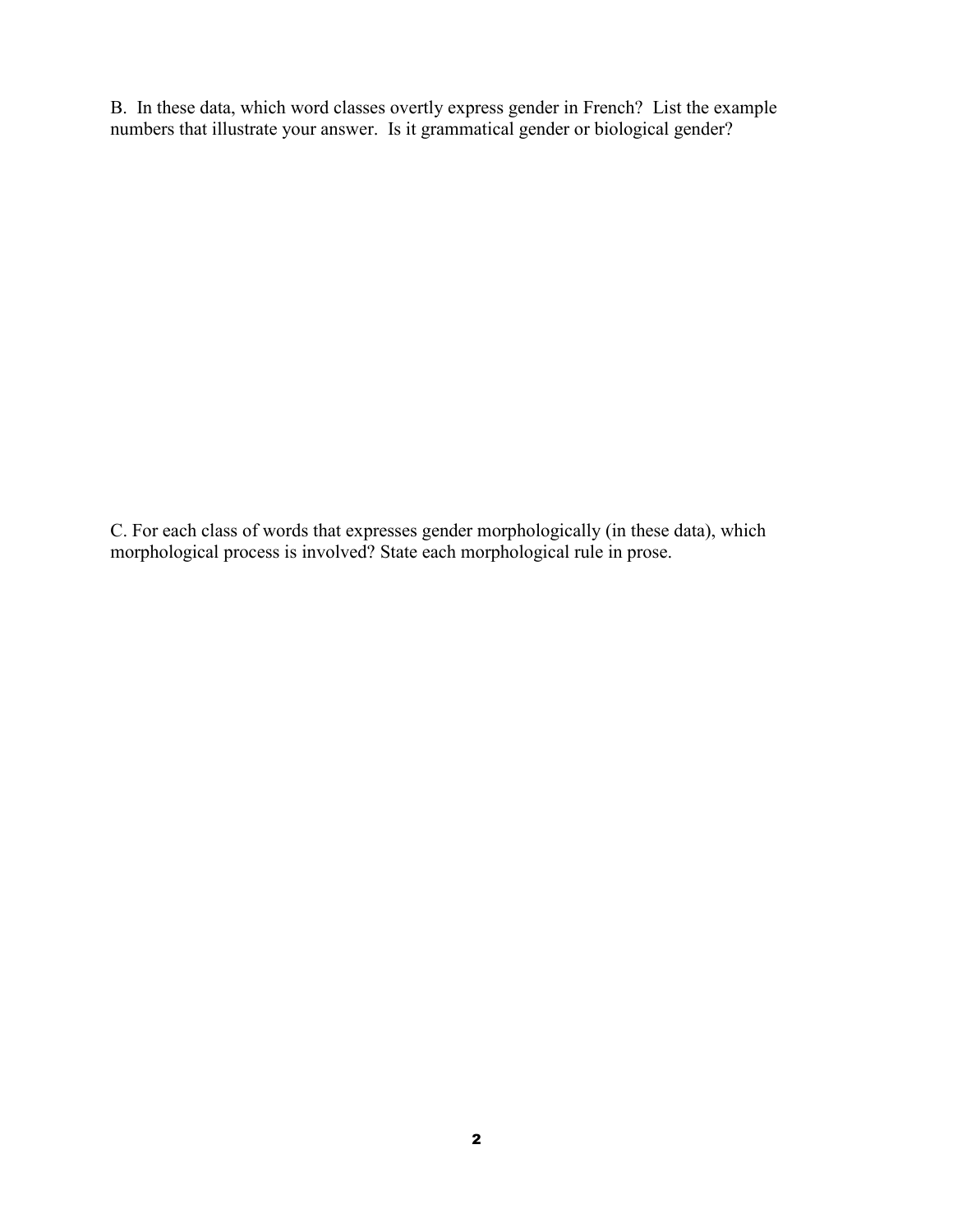B. In these data, which word classes overtly express gender in French? List the example numbers that illustrate your answer. Is it grammatical gender or biological gender?

C. For each class of words that expresses gender morphologically (in these data), which morphological process is involved? State each morphological rule in prose.